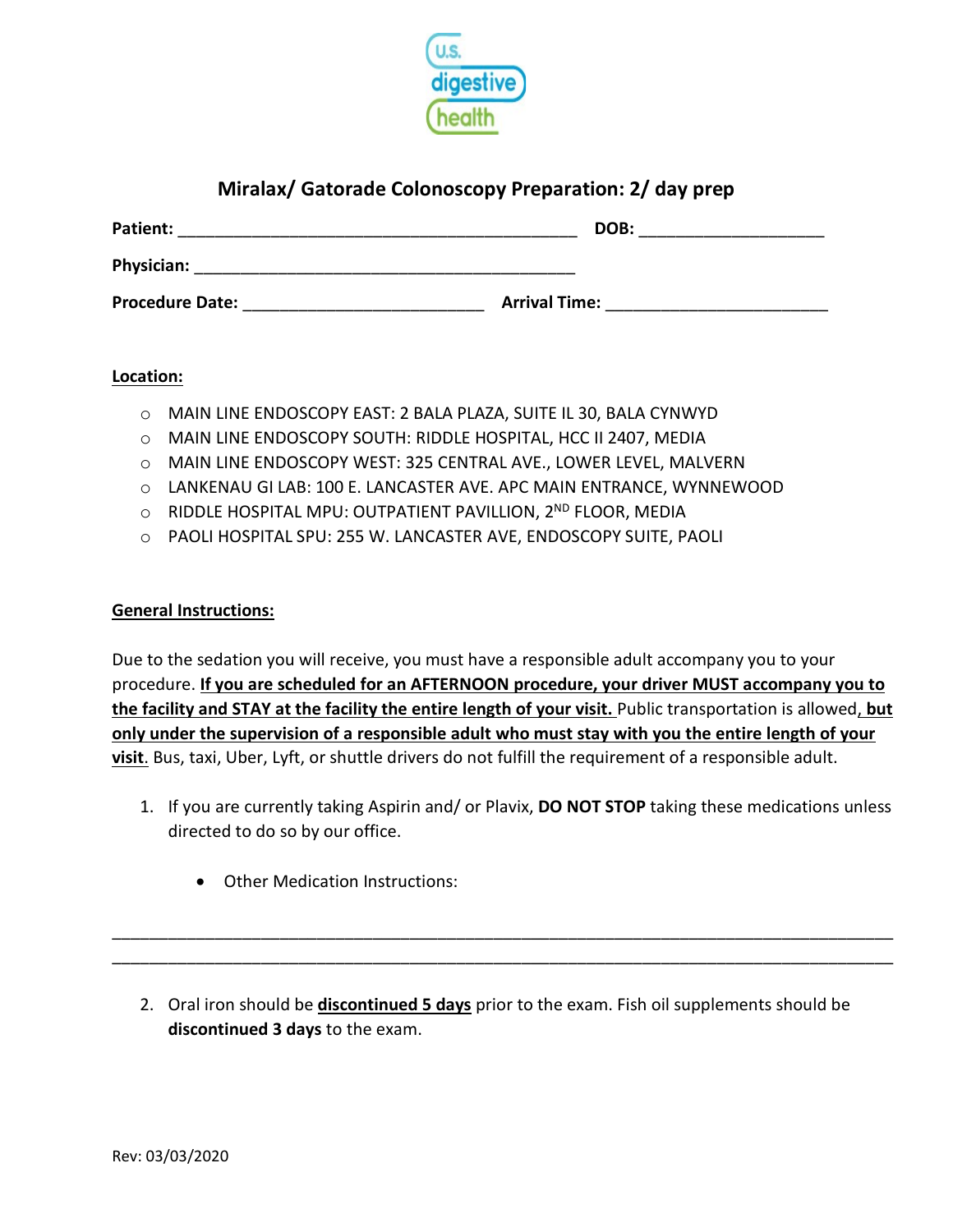# Miralax/ Gatorade Colonoscopy Preparation: 2/ day prep

**Patient:** ___________________________________________ **DOB:** ____________________

**Physician:** __________________________________________

**Procedure Date:** __________________________ **Arrival Time:** ________________________

**Location:**

- MAIN LINE ENDOSCOPY EAST: 2 BALA PLAZA, SUITE IL 30, BALA CYNWYD
- MAIN LINE ENDOSCOPY SOUTH: RIDDLE HOSPITAL, HCC II 2407, MEDIA
- MAIN LINE ENDOSCOPY WEST: 325 CENTRAL AVE., LOWER LEVEL, MALVERN
- LANKENAU GI LAB: 100 E. LANCASTER AVE. APC MAIN ENTRANCE, WYNNEWOOD
- RIDDLE HOSPITAL MPU: OUTPATIENT PAVILLION, 2ND FLOOR, MEDIA
- PAOLI HOSPITAL SPU: 255 W. LANCASTER AVE, ENDOSCOPY SUITE, PAOLI

**General Instructions:**

Due to the sedation you will receive, you must have a responsible adult accompany you to your procedure. **If you are scheduled for an AFTERNOON procedure, your driver MUST accompany you to the facility and STAY at the facility the entire length of your visit.** Public transportation is allowed, **but only under the supervision of a responsible adult who must stay with you the entire length of your visit**. Bus, taxi, Uber, Lyft, or shuttle drivers do not fulfill the requirement of a responsible adult.

1. If you are currently taking Aspirin and/ or Plavix, **DO NOT STOP** taking these medications unless directed to do so by our office.

   - Other Medication Instructions:

______________________________________________________________________________________

______________________________________________________________________________________

2. Oral iron should be **discontinued 5 days** prior to the exam. Fish oil supplements should be **discontinued 3 days** to the exam.

Rev: 03/03/2020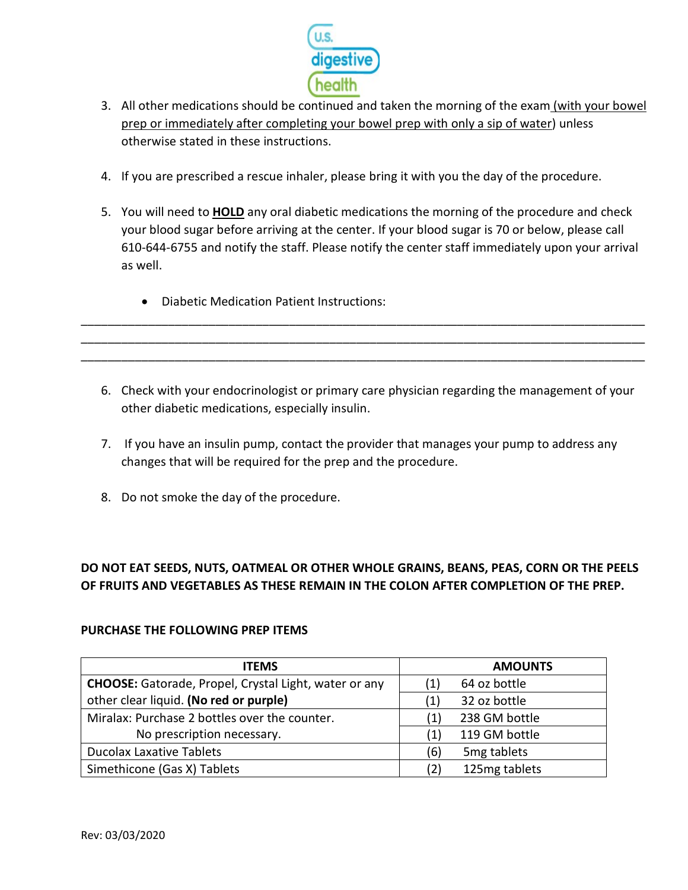3. All other medications should be continued and taken the morning of the exam (with your bowel prep or immediately after completing your bowel prep with only a sip of water) unless otherwise stated in these instructions.

4. If you are prescribed a rescue inhaler, please bring it with you the day of the procedure.

5. You will need to **HOLD** any oral diabetic medications the morning of the procedure and check your blood sugar before arriving at the center. If your blood sugar is 70 or below, please call 610-644-6755 and notify the staff. Please notify the center staff immediately upon your arrival as well.

   - Diabetic Medication Patient Instructions:

______________________________________________________________________________

______________________________________________________________________________

______________________________________________________________________________

6. Check with your endocrinologist or primary care physician regarding the management of your other diabetic medications, especially insulin.

7. If you have an insulin pump, contact the provider that manages your pump to address any changes that will be required for the prep and the procedure.

8. Do not smoke the day of the procedure.

**DO NOT EAT SEEDS, NUTS, OATMEAL OR OTHER WHOLE GRAINS, BEANS, PEAS, CORN OR THE PEELS OF FRUITS AND VEGETABLES AS THESE REMAIN IN THE COLON AFTER COMPLETION OF THE PREP.**

**PURCHASE THE FOLLOWING PREP ITEMS**

| ITEMS | AMOUNTS |
|---|---|
| **CHOOSE:** Gatorade, Propel, Crystal Light, water or any other clear liquid. **(No red or purple)** | (1) 64 oz bottle<br>(1) 32 oz bottle |
| Miralax: Purchase 2 bottles over the counter. No prescription necessary. | (1) 238 GM bottle<br>(1) 119 GM bottle |
| Ducolax Laxative Tablets | (6) 5mg tablets |
| Simethicone (Gas X) Tablets | (2) 125mg tablets |

Rev: 03/03/2020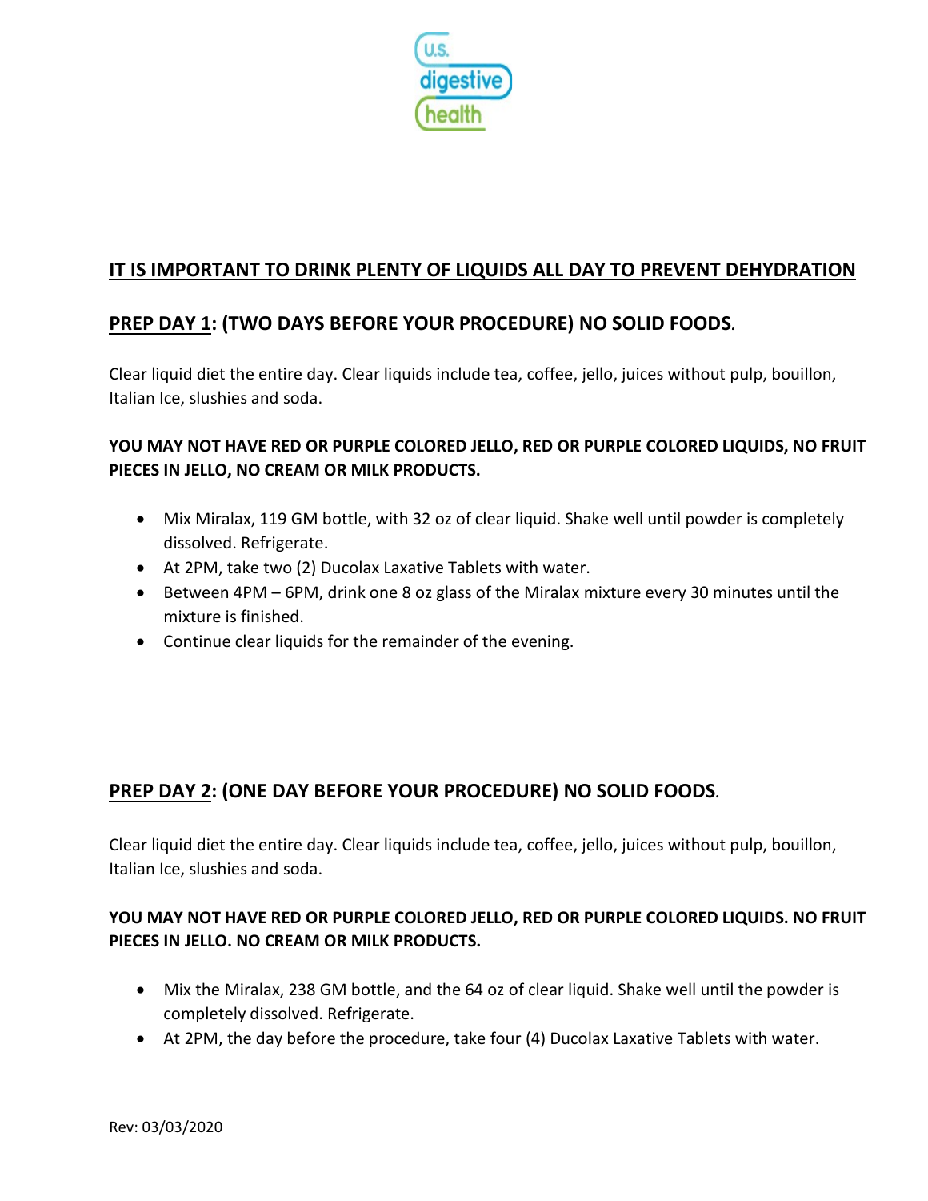## IT IS IMPORTANT TO DRINK PLENTY OF LIQUIDS ALL DAY TO PREVENT DEHYDRATION

## PREP DAY 1: (TWO DAYS BEFORE YOUR PROCEDURE) NO SOLID FOODS.

Clear liquid diet the entire day. Clear liquids include tea, coffee, jello, juices without pulp, bouillon, Italian Ice, slushies and soda.

**YOU MAY NOT HAVE RED OR PURPLE COLORED JELLO, RED OR PURPLE COLORED LIQUIDS, NO FRUIT PIECES IN JELLO, NO CREAM OR MILK PRODUCTS.**

- Mix Miralax, 119 GM bottle, with 32 oz of clear liquid. Shake well until powder is completely dissolved. Refrigerate.
- At 2PM, take two (2) Ducolax Laxative Tablets with water.
- Between 4PM – 6PM, drink one 8 oz glass of the Miralax mixture every 30 minutes until the mixture is finished.
- Continue clear liquids for the remainder of the evening.

## PREP DAY 2: (ONE DAY BEFORE YOUR PROCEDURE) NO SOLID FOODS.

Clear liquid diet the entire day. Clear liquids include tea, coffee, jello, juices without pulp, bouillon, Italian Ice, slushies and soda.

**YOU MAY NOT HAVE RED OR PURPLE COLORED JELLO, RED OR PURPLE COLORED LIQUIDS. NO FRUIT PIECES IN JELLO. NO CREAM OR MILK PRODUCTS.**

- Mix the Miralax, 238 GM bottle, and the 64 oz of clear liquid. Shake well until the powder is completely dissolved. Refrigerate.
- At 2PM, the day before the procedure, take four (4) Ducolax Laxative Tablets with water.

Rev: 03/03/2020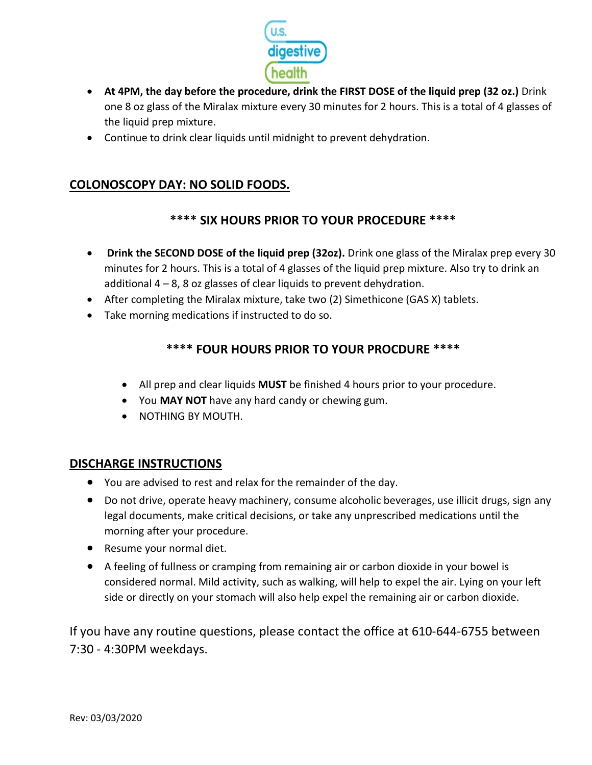- **At 4PM, the day before the procedure, drink the FIRST DOSE of the liquid prep (32 oz.)** Drink one 8 oz glass of the Miralax mixture every 30 minutes for 2 hours. This is a total of 4 glasses of the liquid prep mixture.
- Continue to drink clear liquids until midnight to prevent dehydration.

## COLONOSCOPY DAY: NO SOLID FOODS.

### **** SIX HOURS PRIOR TO YOUR PROCEDURE ****

- **Drink the SECOND DOSE of the liquid prep (32oz).** Drink one glass of the Miralax prep every 30 minutes for 2 hours. This is a total of 4 glasses of the liquid prep mixture. Also try to drink an additional 4 – 8, 8 oz glasses of clear liquids to prevent dehydration.
- After completing the Miralax mixture, take two (2) Simethicone (GAS X) tablets.
- Take morning medications if instructed to do so.

### **** FOUR HOURS PRIOR TO YOUR PROCDURE ****

- All prep and clear liquids **MUST** be finished 4 hours prior to your procedure.
- You **MAY NOT** have any hard candy or chewing gum.
- NOTHING BY MOUTH.

## DISCHARGE INSTRUCTIONS

- You are advised to rest and relax for the remainder of the day.
- Do not drive, operate heavy machinery, consume alcoholic beverages, use illicit drugs, sign any legal documents, make critical decisions, or take any unprescribed medications until the morning after your procedure.
- Resume your normal diet.
- A feeling of fullness or cramping from remaining air or carbon dioxide in your bowel is considered normal. Mild activity, such as walking, will help to expel the air. Lying on your left side or directly on your stomach will also help expel the remaining air or carbon dioxide.

If you have any routine questions, please contact the office at 610-644-6755 between 7:30 - 4:30PM weekdays.

Rev: 03/03/2020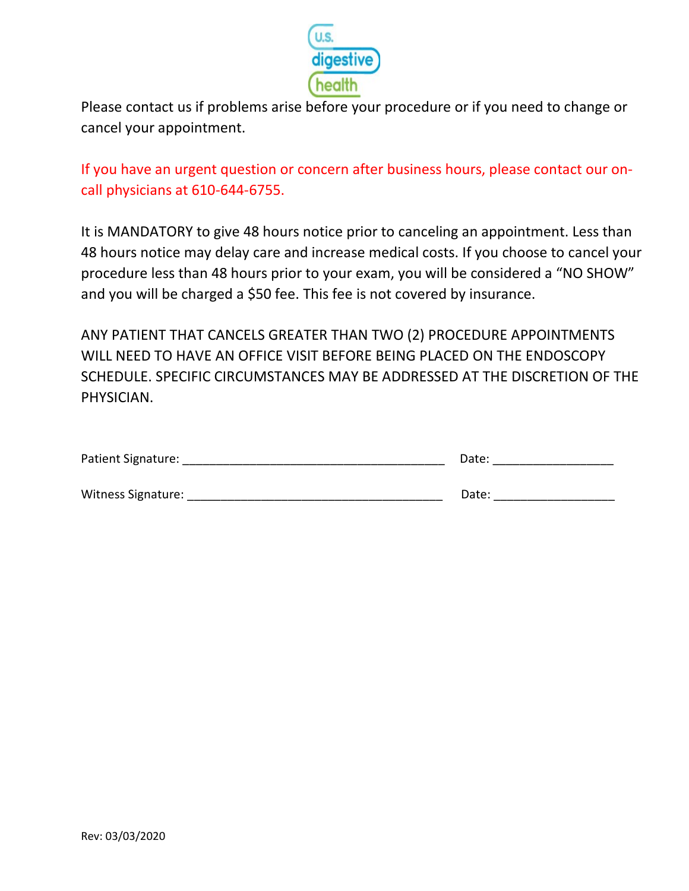Please contact us if problems arise before your procedure or if you need to change or cancel your appointment.

If you have an urgent question or concern after business hours, please contact our on-call physicians at 610-644-6755.

It is MANDATORY to give 48 hours notice prior to canceling an appointment. Less than 48 hours notice may delay care and increase medical costs. If you choose to cancel your procedure less than 48 hours prior to your exam, you will be considered a "NO SHOW" and you will be charged a $50 fee. This fee is not covered by insurance.

ANY PATIENT THAT CANCELS GREATER THAN TWO (2) PROCEDURE APPOINTMENTS WILL NEED TO HAVE AN OFFICE VISIT BEFORE BEING PLACED ON THE ENDOSCOPY SCHEDULE. SPECIFIC CIRCUMSTANCES MAY BE ADDRESSED AT THE DISCRETION OF THE PHYSICIAN.

Patient Signature: ________________________________________ Date: __________________

Witness Signature: ________________________________________ Date: __________________

Rev: 03/03/2020